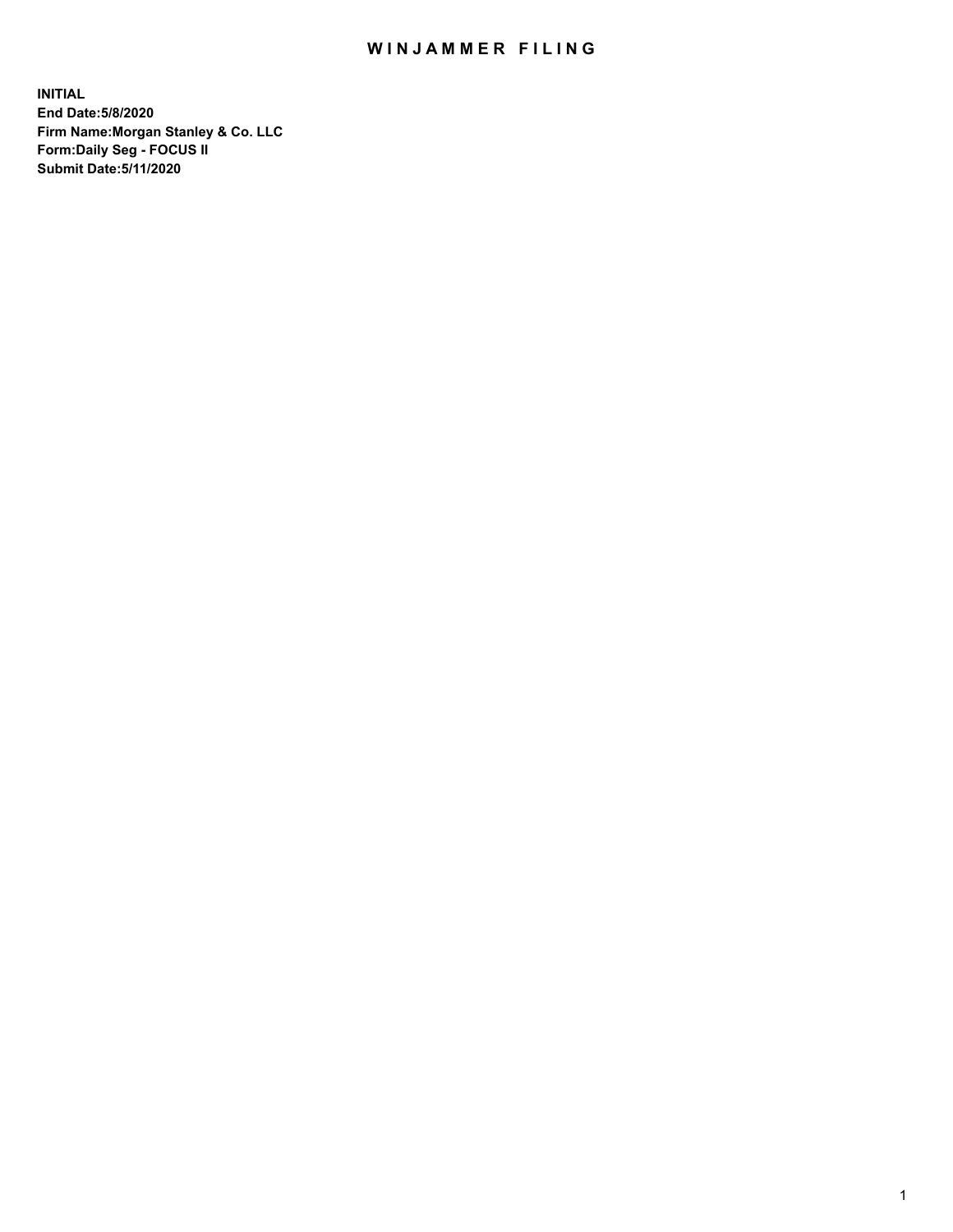# WINJAMMER FILING

**INITIAL**
**End Date:5/8/2020**
**Firm Name:Morgan Stanley & Co. LLC**
**Form:Daily Seg - FOCUS II**
**Submit Date:5/11/2020**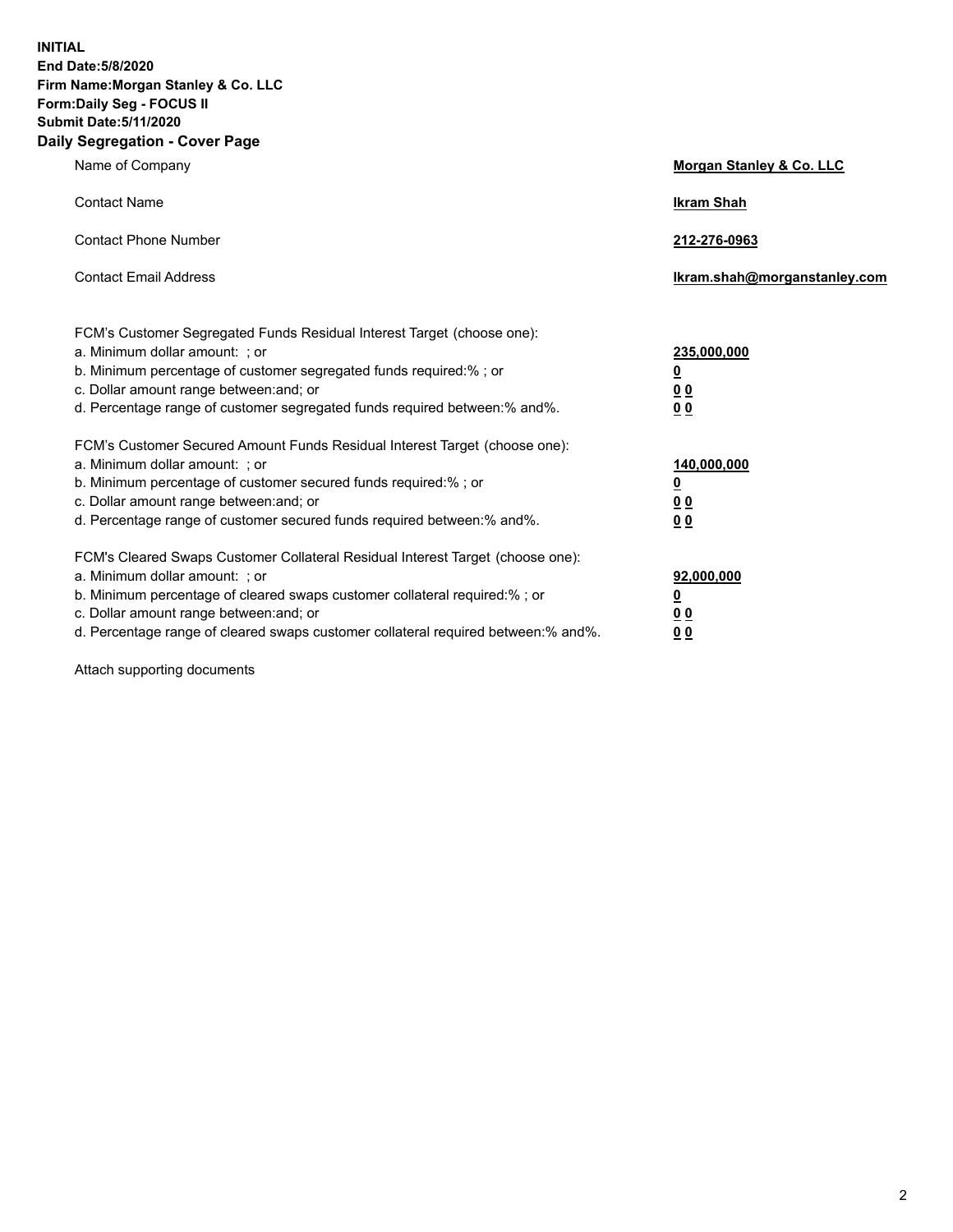**INITIAL**
**End Date:5/8/2020**
**Firm Name:Morgan Stanley & Co. LLC**
**Form:Daily Seg - FOCUS II**
**Submit Date:5/11/2020**

## Daily Segregation - Cover Page

| | |
|---|---|
| Name of Company | **Morgan Stanley & Co. LLC** |
| Contact Name | **Ikram Shah** |
| Contact Phone Number | **212-276-0963** |
| Contact Email Address | **Ikram.shah@morganstanley.com** |

| | |
|---|---|
| FCM's Customer Segregated Funds Residual Interest Target (choose one): | |
| a. Minimum dollar amount: ; or | **235,000,000** |
| b. Minimum percentage of customer segregated funds required:% ; or | **0** |
| c. Dollar amount range between:and; or | **0 0** |
| d. Percentage range of customer segregated funds required between:% and%. | **0 0** |
| FCM's Customer Secured Amount Funds Residual Interest Target (choose one): | |
| a. Minimum dollar amount: ; or | **140,000,000** |
| b. Minimum percentage of customer secured funds required:% ; or | **0** |
| c. Dollar amount range between:and; or | **0 0** |
| d. Percentage range of customer secured funds required between:% and%. | **0 0** |
| FCM's Cleared Swaps Customer Collateral Residual Interest Target (choose one): | |
| a. Minimum dollar amount: ; or | **92,000,000** |
| b. Minimum percentage of cleared swaps customer collateral required:% ; or | **0** |
| c. Dollar amount range between:and; or | **0 0** |
| d. Percentage range of cleared swaps customer collateral required between:% and%. | **0 0** |

Attach supporting documents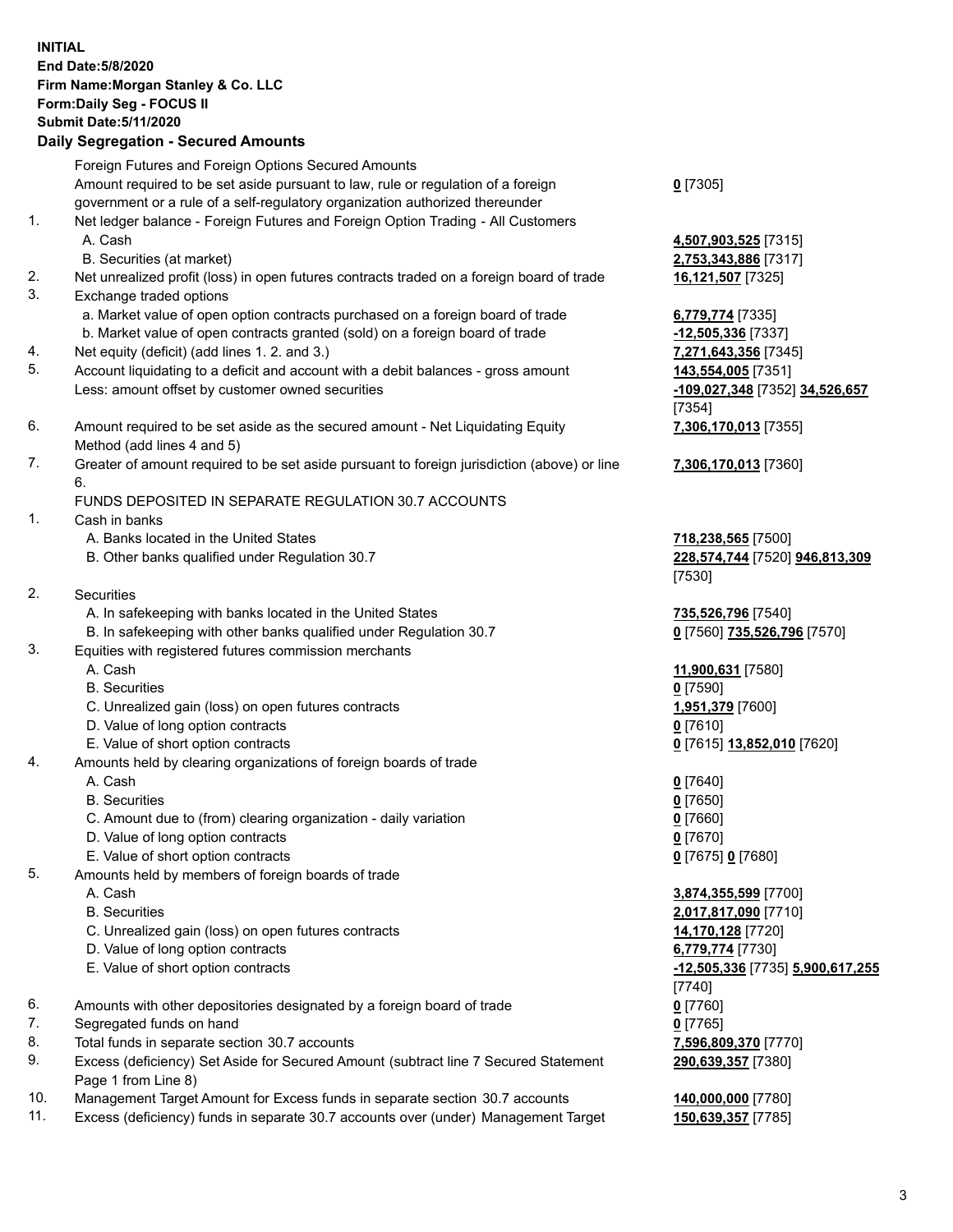**INITIAL**
**End Date:5/8/2020**
**Firm Name:Morgan Stanley & Co. LLC**
**Form:Daily Seg - FOCUS II**
**Submit Date:5/11/2020**

## Daily Segregation - Secured Amounts

| | | |
|---|---|---|
| | Foreign Futures and Foreign Options Secured Amounts | |
| | Amount required to be set aside pursuant to law, rule or regulation of a foreign government or a rule of a self-regulatory organization authorized thereunder | **0** [7305] |
| 1. | Net ledger balance - Foreign Futures and Foreign Option Trading - All Customers | |
| | A. Cash | **4,507,903,525** [7315] |
| | B. Securities (at market) | **2,753,343,886** [7317] |
| 2. | Net unrealized profit (loss) in open futures contracts traded on a foreign board of trade | **16,121,507** [7325] |
| 3. | Exchange traded options | |
| | a. Market value of open option contracts purchased on a foreign board of trade | **6,779,774** [7335] |
| | b. Market value of open contracts granted (sold) on a foreign board of trade | **-12,505,336** [7337] |
| 4. | Net equity (deficit) (add lines 1. 2. and 3.) | **7,271,643,356** [7345] |
| 5. | Account liquidating to a deficit and account with a debit balances - gross amount | **143,554,005** [7351] |
| | Less: amount offset by customer owned securities | **-109,027,348** [7352] **34,526,657** [7354] |
| 6. | Amount required to be set aside as the secured amount - Net Liquidating Equity Method (add lines 4 and 5) | **7,306,170,013** [7355] |
| 7. | Greater of amount required to be set aside pursuant to foreign jurisdiction (above) or line 6. | **7,306,170,013** [7360] |
| | FUNDS DEPOSITED IN SEPARATE REGULATION 30.7 ACCOUNTS | |
| 1. | Cash in banks | |
| | A. Banks located in the United States | **718,238,565** [7500] |
| | B. Other banks qualified under Regulation 30.7 | **228,574,744** [7520] **946,813,309** [7530] |
| 2. | Securities | |
| | A. In safekeeping with banks located in the United States | **735,526,796** [7540] |
| | B. In safekeeping with other banks qualified under Regulation 30.7 | **0** [7560] **735,526,796** [7570] |
| 3. | Equities with registered futures commission merchants | |
| | A. Cash | **11,900,631** [7580] |
| | B. Securities | **0** [7590] |
| | C. Unrealized gain (loss) on open futures contracts | **1,951,379** [7600] |
| | D. Value of long option contracts | **0** [7610] |
| | E. Value of short option contracts | **0** [7615] **13,852,010** [7620] |
| 4. | Amounts held by clearing organizations of foreign boards of trade | |
| | A. Cash | **0** [7640] |
| | B. Securities | **0** [7650] |
| | C. Amount due to (from) clearing organization - daily variation | **0** [7660] |
| | D. Value of long option contracts | **0** [7670] |
| | E. Value of short option contracts | **0** [7675] **0** [7680] |
| 5. | Amounts held by members of foreign boards of trade | |
| | A. Cash | **3,874,355,599** [7700] |
| | B. Securities | **2,017,817,090** [7710] |
| | C. Unrealized gain (loss) on open futures contracts | **14,170,128** [7720] |
| | D. Value of long option contracts | **6,779,774** [7730] |
| | E. Value of short option contracts | **-12,505,336** [7735] **5,900,617,255** [7740] |
| 6. | Amounts with other depositories designated by a foreign board of trade | **0** [7760] |
| 7. | Segregated funds on hand | **0** [7765] |
| 8. | Total funds in separate section 30.7 accounts | **7,596,809,370** [7770] |
| 9. | Excess (deficiency) Set Aside for Secured Amount (subtract line 7 Secured Statement Page 1 from Line 8) | **290,639,357** [7380] |
| 10. | Management Target Amount for Excess funds in separate section 30.7 accounts | **140,000,000** [7780] |
| 11. | Excess (deficiency) funds in separate 30.7 accounts over (under) Management Target | **150,639,357** [7785] |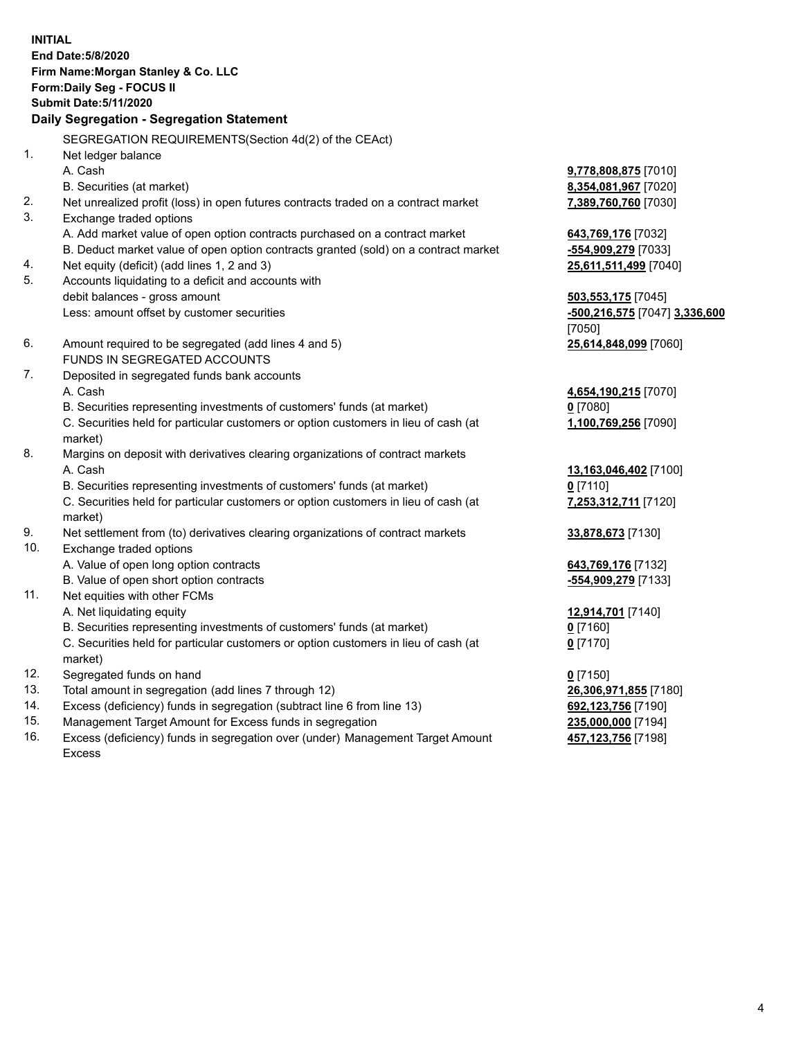**INITIAL**
**End Date:5/8/2020**
**Firm Name:Morgan Stanley & Co. LLC**
**Form:Daily Seg - FOCUS II**
**Submit Date:5/11/2020**

## Daily Segregation - Segregation Statement

SEGREGATION REQUIREMENTS(Section 4d(2) of the CEAct)

| | | |
|---|---|---|
| 1. | Net ledger balance | |
| | A. Cash | 9,778,808,875 [7010] |
| | B. Securities (at market) | 8,354,081,967 [7020] |
| 2. | Net unrealized profit (loss) in open futures contracts traded on a contract market | 7,389,760,760 [7030] |
| 3. | Exchange traded options | |
| | A. Add market value of open option contracts purchased on a contract market | 643,769,176 [7032] |
| | B. Deduct market value of open option contracts granted (sold) on a contract market | -554,909,279 [7033] |
| 4. | Net equity (deficit) (add lines 1, 2 and 3) | 25,611,511,499 [7040] |
| 5. | Accounts liquidating to a deficit and accounts with debit balances - gross amount | 503,553,175 [7045] |
| | Less: amount offset by customer securities | -500,216,575 [7047] 3,336,600 [7050] |
| 6. | Amount required to be segregated (add lines 4 and 5) | 25,614,848,099 [7060] |
| | FUNDS IN SEGREGATED ACCOUNTS | |
| 7. | Deposited in segregated funds bank accounts | |
| | A. Cash | 4,654,190,215 [7070] |
| | B. Securities representing investments of customers' funds (at market) | 0 [7080] |
| | C. Securities held for particular customers or option customers in lieu of cash (at market) | 1,100,769,256 [7090] |
| 8. | Margins on deposit with derivatives clearing organizations of contract markets | |
| | A. Cash | 13,163,046,402 [7100] |
| | B. Securities representing investments of customers' funds (at market) | 0 [7110] |
| | C. Securities held for particular customers or option customers in lieu of cash (at market) | 7,253,312,711 [7120] |
| 9. | Net settlement from (to) derivatives clearing organizations of contract markets | 33,878,673 [7130] |
| 10. | Exchange traded options | |
| | A. Value of open long option contracts | 643,769,176 [7132] |
| | B. Value of open short option contracts | -554,909,279 [7133] |
| 11. | Net equities with other FCMs | |
| | A. Net liquidating equity | 12,914,701 [7140] |
| | B. Securities representing investments of customers' funds (at market) | 0 [7160] |
| | C. Securities held for particular customers or option customers in lieu of cash (at market) | 0 [7170] |
| 12. | Segregated funds on hand | 0 [7150] |
| 13. | Total amount in segregation (add lines 7 through 12) | 26,306,971,855 [7180] |
| 14. | Excess (deficiency) funds in segregation (subtract line 6 from line 13) | 692,123,756 [7190] |
| 15. | Management Target Amount for Excess funds in segregation | 235,000,000 [7194] |
| 16. | Excess (deficiency) funds in segregation over (under) Management Target Amount Excess | 457,123,756 [7198] |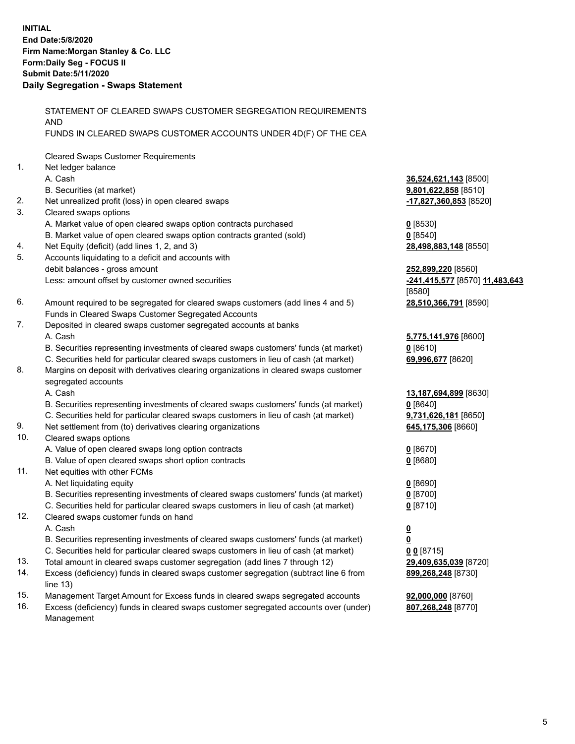**INITIAL**
**End Date:5/8/2020**
**Firm Name:Morgan Stanley & Co. LLC**
**Form:Daily Seg - FOCUS II**
**Submit Date:5/11/2020**
**Daily Segregation - Swaps Statement**

STATEMENT OF CLEARED SWAPS CUSTOMER SEGREGATION REQUIREMENTS AND FUNDS IN CLEARED SWAPS CUSTOMER ACCOUNTS UNDER 4D(F) OF THE CEA

| | | |
|---|---|---|
| | Cleared Swaps Customer Requirements | |
| 1. | Net ledger balance | |
| | A. Cash | **36,524,621,143** [8500] |
| | B. Securities (at market) | **9,801,622,858** [8510] |
| 2. | Net unrealized profit (loss) in open cleared swaps | **-17,827,360,853** [8520] |
| 3. | Cleared swaps options | |
| | A. Market value of open cleared swaps option contracts purchased | **0** [8530] |
| | B. Market value of open cleared swaps option contracts granted (sold) | **0** [8540] |
| 4. | Net Equity (deficit) (add lines 1, 2, and 3) | **28,498,883,148** [8550] |
| 5. | Accounts liquidating to a deficit and accounts with debit balances - gross amount | **252,899,220** [8560] |
| | Less: amount offset by customer owned securities | **-241,415,577** [8570] **11,483,643** [8580] |
| 6. | Amount required to be segregated for cleared swaps customers (add lines 4 and 5) | **28,510,366,791** [8590] |
| | Funds in Cleared Swaps Customer Segregated Accounts | |
| 7. | Deposited in cleared swaps customer segregated accounts at banks | |
| | A. Cash | **5,775,141,976** [8600] |
| | B. Securities representing investments of cleared swaps customers' funds (at market) | **0** [8610] |
| | C. Securities held for particular cleared swaps customers in lieu of cash (at market) | **69,996,677** [8620] |
| 8. | Margins on deposit with derivatives clearing organizations in cleared swaps customer segregated accounts | |
| | A. Cash | **13,187,694,899** [8630] |
| | B. Securities representing investments of cleared swaps customers' funds (at market) | **0** [8640] |
| | C. Securities held for particular cleared swaps customers in lieu of cash (at market) | **9,731,626,181** [8650] |
| 9. | Net settlement from (to) derivatives clearing organizations | **645,175,306** [8660] |
| 10. | Cleared swaps options | |
| | A. Value of open cleared swaps long option contracts | **0** [8670] |
| | B. Value of open cleared swaps short option contracts | **0** [8680] |
| 11. | Net equities with other FCMs | |
| | A. Net liquidating equity | **0** [8690] |
| | B. Securities representing investments of cleared swaps customers' funds (at market) | **0** [8700] |
| | C. Securities held for particular cleared swaps customers in lieu of cash (at market) | **0** [8710] |
| 12. | Cleared swaps customer funds on hand | |
| | A. Cash | **0** |
| | B. Securities representing investments of cleared swaps customers' funds (at market) | **0** |
| | C. Securities held for particular cleared swaps customers in lieu of cash (at market) | **0** **0** [8715] |
| 13. | Total amount in cleared swaps customer segregation (add lines 7 through 12) | **29,409,635,039** [8720] |
| 14. | Excess (deficiency) funds in cleared swaps customer segregation (subtract line 6 from line 13) | **899,268,248** [8730] |
| 15. | Management Target Amount for Excess funds in cleared swaps segregated accounts | **92,000,000** [8760] |
| 16. | Excess (deficiency) funds in cleared swaps customer segregated accounts over (under) Management | **807,268,248** [8770] |